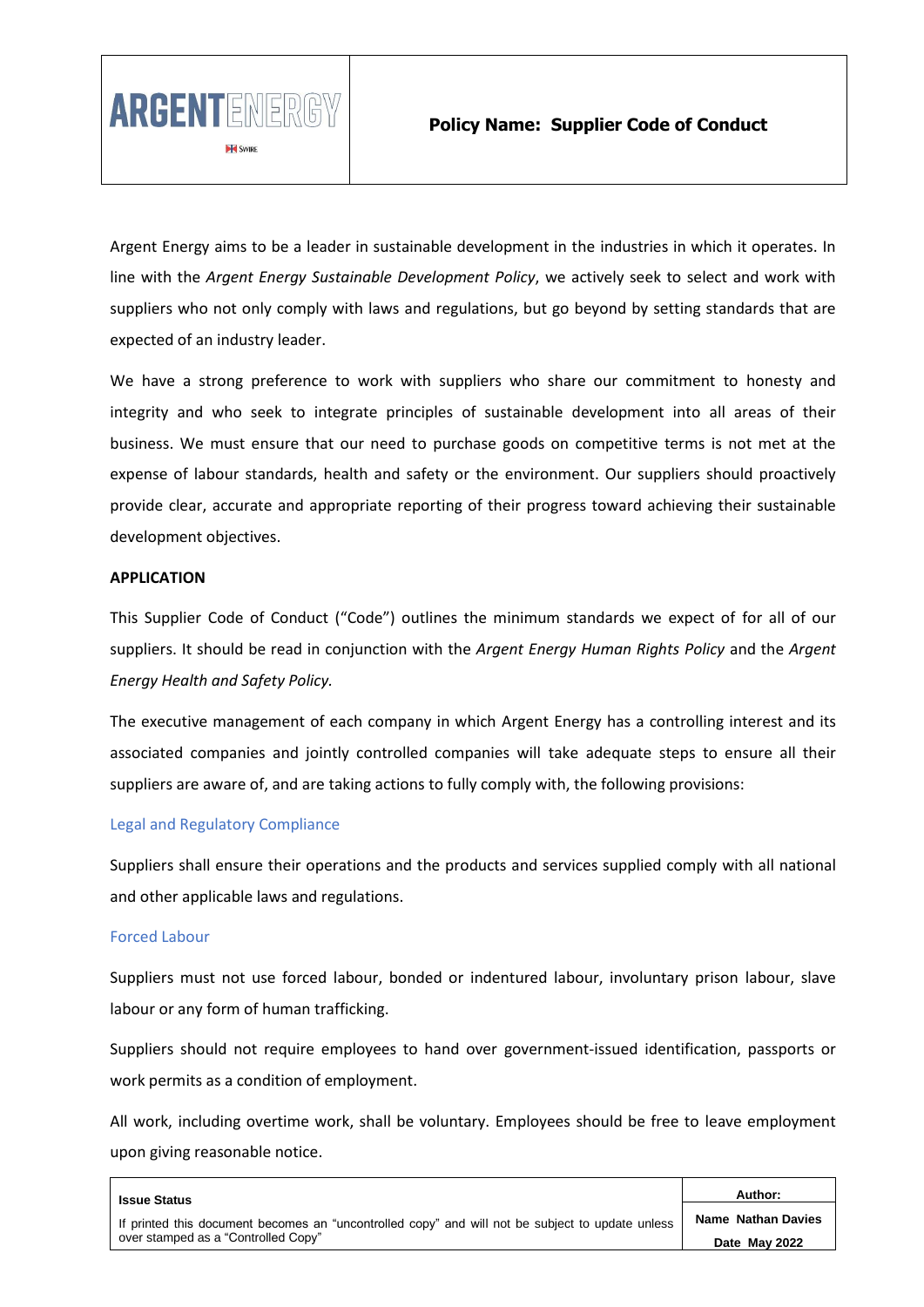| ARGENTENERGY | **Policy Name: Supplier Code of Conduct** |
|---|---|

Argent Energy aims to be a leader in sustainable development in the industries in which it operates. In line with the *Argent Energy Sustainable Development Policy*, we actively seek to select and work with suppliers who not only comply with laws and regulations, but go beyond by setting standards that are expected of an industry leader.

We have a strong preference to work with suppliers who share our commitment to honesty and integrity and who seek to integrate principles of sustainable development into all areas of their business. We must ensure that our need to purchase goods on competitive terms is not met at the expense of labour standards, health and safety or the environment. Our suppliers should proactively provide clear, accurate and appropriate reporting of their progress toward achieving their sustainable development objectives.

**APPLICATION**

This Supplier Code of Conduct ("Code") outlines the minimum standards we expect of for all of our suppliers. It should be read in conjunction with the *Argent Energy Human Rights Policy* and the *Argent Energy Health and Safety Policy.*

The executive management of each company in which Argent Energy has a controlling interest and its associated companies and jointly controlled companies will take adequate steps to ensure all their suppliers are aware of, and are taking actions to fully comply with, the following provisions:

### Legal and Regulatory Compliance

Suppliers shall ensure their operations and the products and services supplied comply with all national and other applicable laws and regulations.

### Forced Labour

Suppliers must not use forced labour, bonded or indentured labour, involuntary prison labour, slave labour or any form of human trafficking.

Suppliers should not require employees to hand over government-issued identification, passports or work permits as a condition of employment.

All work, including overtime work, shall be voluntary. Employees should be free to leave employment upon giving reasonable notice.

| **Issue Status** | **Author:** |
|---|---|
| If printed this document becomes an "uncontrolled copy" and will not be subject to update unless over stamped as a "Controlled Copy" | **Name Nathan Davies** <br> **Date May 2022** |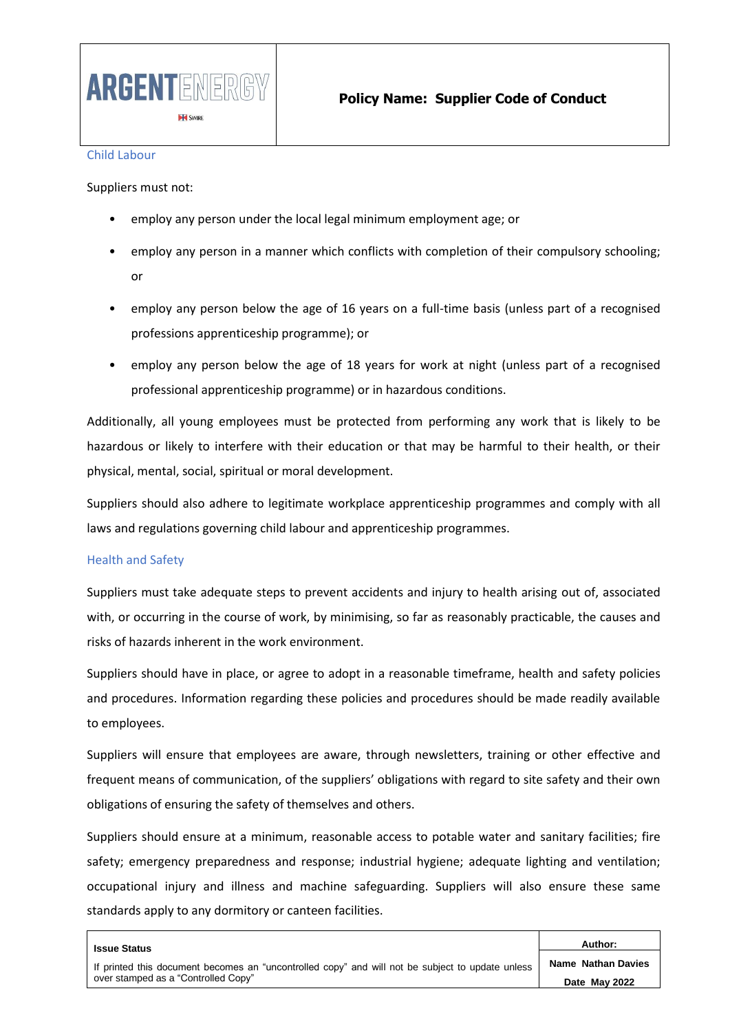## Child Labour

Suppliers must not:

- employ any person under the local legal minimum employment age; or
- employ any person in a manner which conflicts with completion of their compulsory schooling; or
- employ any person below the age of 16 years on a full-time basis (unless part of a recognised professions apprenticeship programme); or
- employ any person below the age of 18 years for work at night (unless part of a recognised professional apprenticeship programme) or in hazardous conditions.

Additionally, all young employees must be protected from performing any work that is likely to be hazardous or likely to interfere with their education or that may be harmful to their health, or their physical, mental, social, spiritual or moral development.

Suppliers should also adhere to legitimate workplace apprenticeship programmes and comply with all laws and regulations governing child labour and apprenticeship programmes.

## Health and Safety

Suppliers must take adequate steps to prevent accidents and injury to health arising out of, associated with, or occurring in the course of work, by minimising, so far as reasonably practicable, the causes and risks of hazards inherent in the work environment.

Suppliers should have in place, or agree to adopt in a reasonable timeframe, health and safety policies and procedures. Information regarding these policies and procedures should be made readily available to employees.

Suppliers will ensure that employees are aware, through newsletters, training or other effective and frequent means of communication, of the suppliers' obligations with regard to site safety and their own obligations of ensuring the safety of themselves and others.

Suppliers should ensure at a minimum, reasonable access to potable water and sanitary facilities; fire safety; emergency preparedness and response; industrial hygiene; adequate lighting and ventilation; occupational injury and illness and machine safeguarding. Suppliers will also ensure these same standards apply to any dormitory or canteen facilities.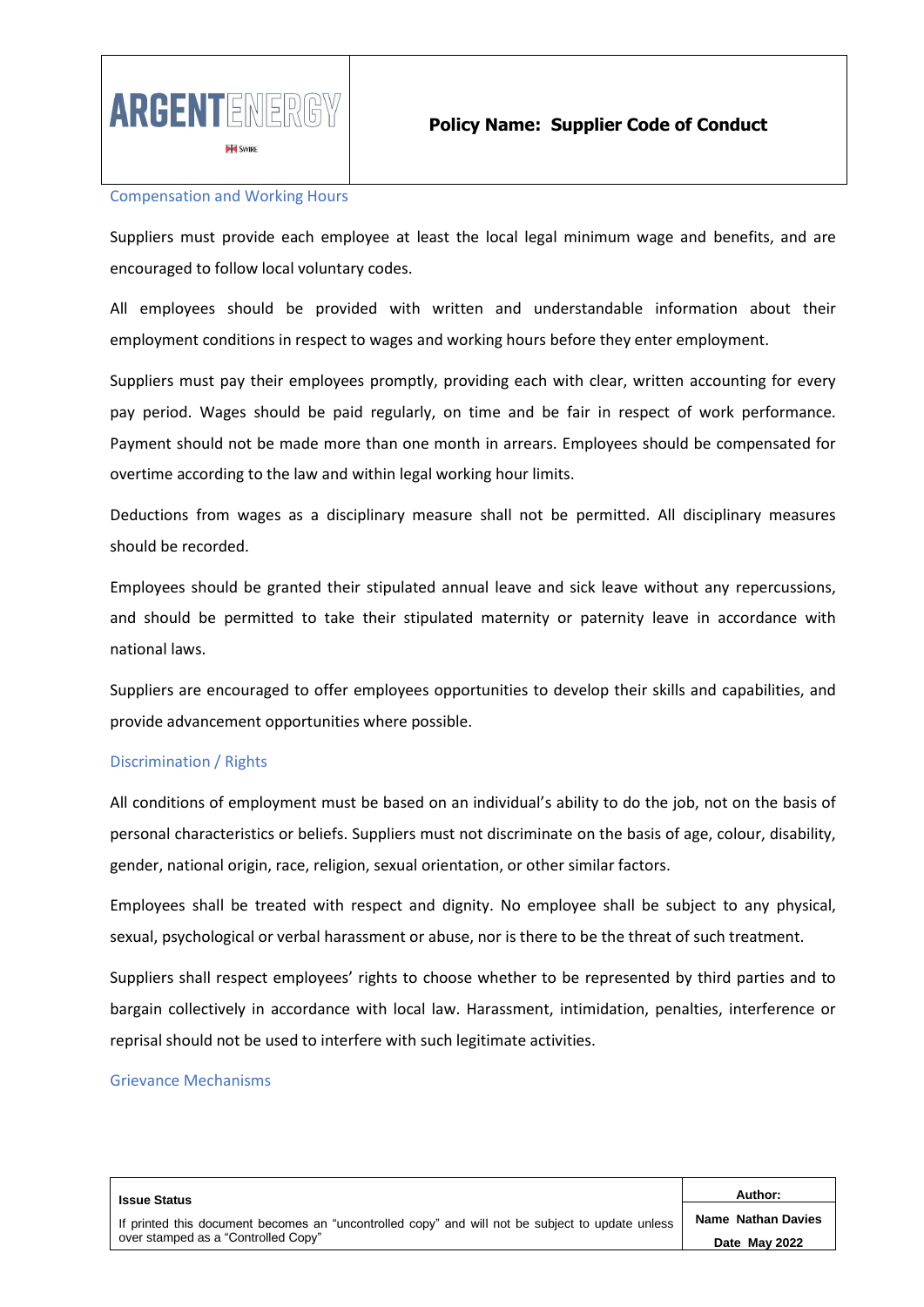### Compensation and Working Hours

Suppliers must provide each employee at least the local legal minimum wage and benefits, and are encouraged to follow local voluntary codes.

All employees should be provided with written and understandable information about their employment conditions in respect to wages and working hours before they enter employment.

Suppliers must pay their employees promptly, providing each with clear, written accounting for every pay period. Wages should be paid regularly, on time and be fair in respect of work performance. Payment should not be made more than one month in arrears. Employees should be compensated for overtime according to the law and within legal working hour limits.

Deductions from wages as a disciplinary measure shall not be permitted. All disciplinary measures should be recorded.

Employees should be granted their stipulated annual leave and sick leave without any repercussions, and should be permitted to take their stipulated maternity or paternity leave in accordance with national laws.

Suppliers are encouraged to offer employees opportunities to develop their skills and capabilities, and provide advancement opportunities where possible.

### Discrimination / Rights

All conditions of employment must be based on an individual's ability to do the job, not on the basis of personal characteristics or beliefs. Suppliers must not discriminate on the basis of age, colour, disability, gender, national origin, race, religion, sexual orientation, or other similar factors.

Employees shall be treated with respect and dignity. No employee shall be subject to any physical, sexual, psychological or verbal harassment or abuse, nor is there to be the threat of such treatment.

Suppliers shall respect employees' rights to choose whether to be represented by third parties and to bargain collectively in accordance with local law. Harassment, intimidation, penalties, interference or reprisal should not be used to interfere with such legitimate activities.

### Grievance Mechanisms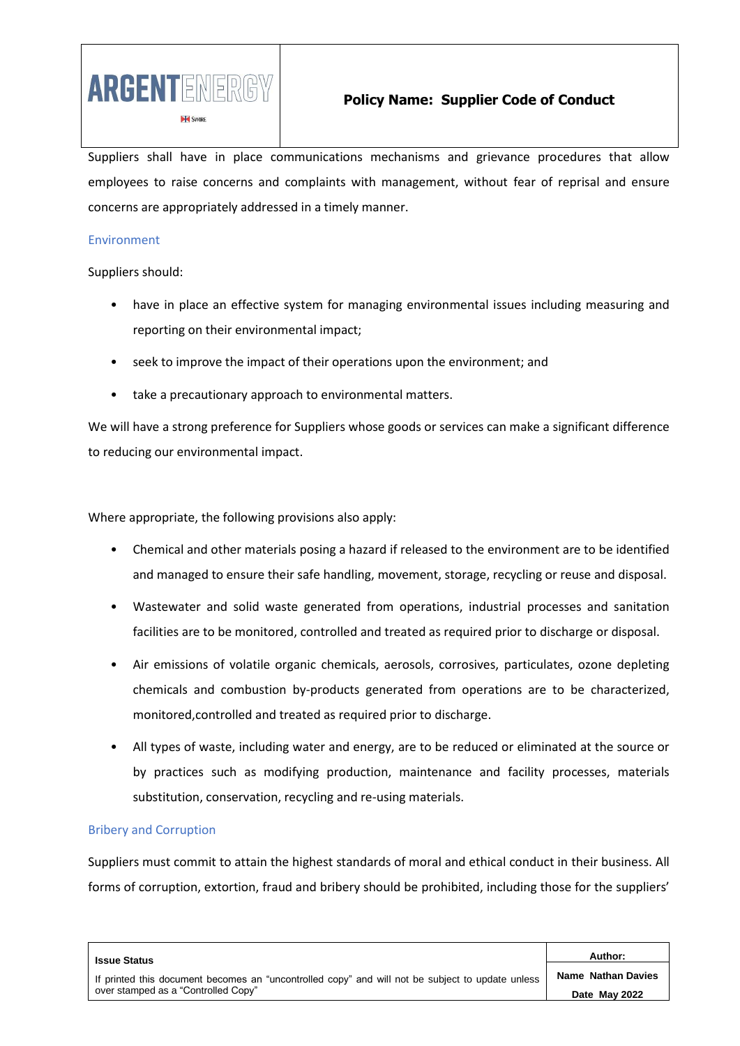Suppliers shall have in place communications mechanisms and grievance procedures that allow employees to raise concerns and complaints with management, without fear of reprisal and ensure concerns are appropriately addressed in a timely manner.

### Environment

Suppliers should:

- have in place an effective system for managing environmental issues including measuring and reporting on their environmental impact;
- seek to improve the impact of their operations upon the environment; and
- take a precautionary approach to environmental matters.

We will have a strong preference for Suppliers whose goods or services can make a significant difference to reducing our environmental impact.

Where appropriate, the following provisions also apply:

- Chemical and other materials posing a hazard if released to the environment are to be identified and managed to ensure their safe handling, movement, storage, recycling or reuse and disposal.
- Wastewater and solid waste generated from operations, industrial processes and sanitation facilities are to be monitored, controlled and treated as required prior to discharge or disposal.
- Air emissions of volatile organic chemicals, aerosols, corrosives, particulates, ozone depleting chemicals and combustion by-products generated from operations are to be characterized, monitored,controlled and treated as required prior to discharge.
- All types of waste, including water and energy, are to be reduced or eliminated at the source or by practices such as modifying production, maintenance and facility processes, materials substitution, conservation, recycling and re-using materials.

### Bribery and Corruption

Suppliers must commit to attain the highest standards of moral and ethical conduct in their business. All forms of corruption, extortion, fraud and bribery should be prohibited, including those for the suppliers'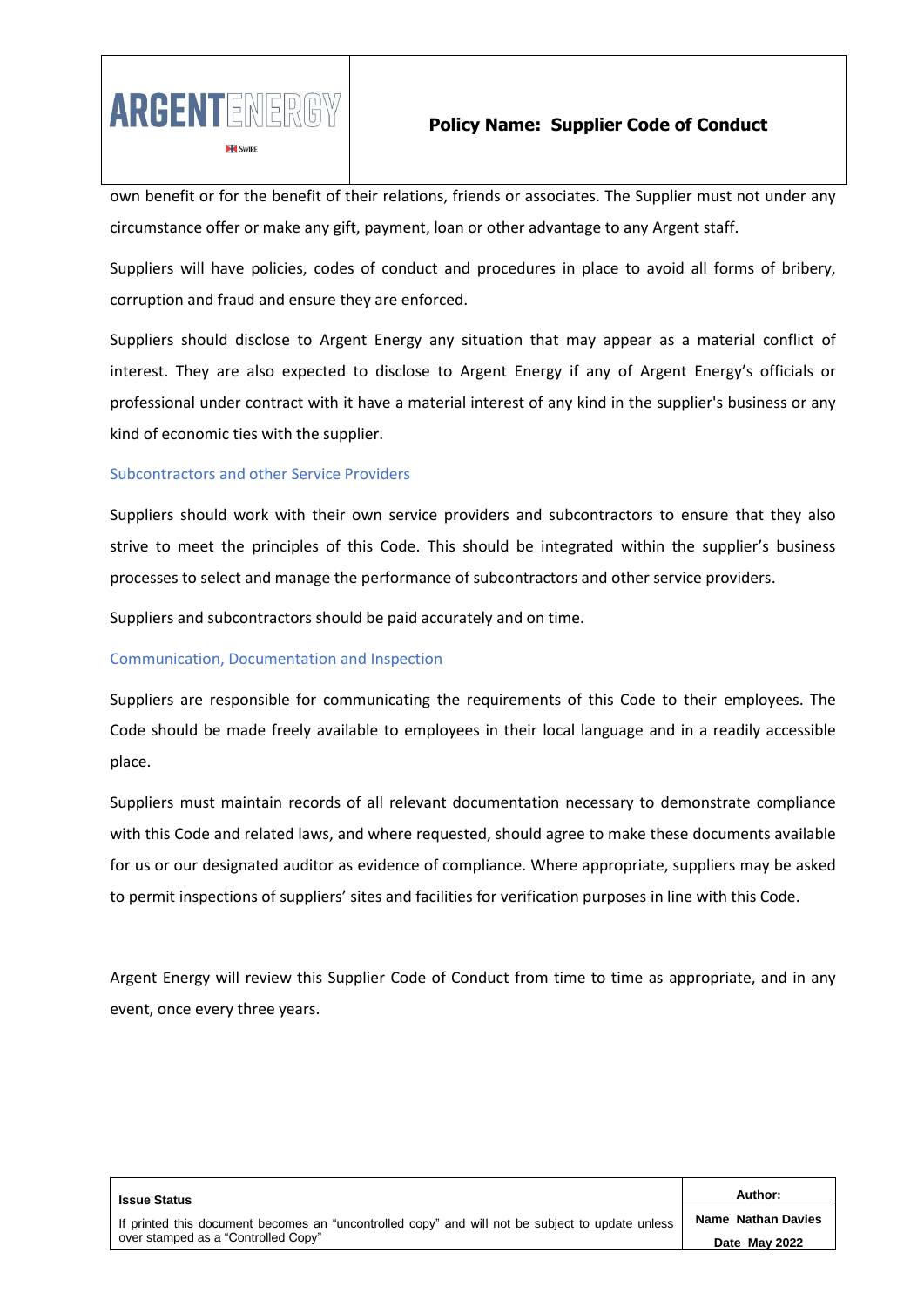own benefit or for the benefit of their relations, friends or associates. The Supplier must not under any circumstance offer or make any gift, payment, loan or other advantage to any Argent staff.

Suppliers will have policies, codes of conduct and procedures in place to avoid all forms of bribery, corruption and fraud and ensure they are enforced.

Suppliers should disclose to Argent Energy any situation that may appear as a material conflict of interest. They are also expected to disclose to Argent Energy if any of Argent Energy's officials or professional under contract with it have a material interest of any kind in the supplier's business or any kind of economic ties with the supplier.

### Subcontractors and other Service Providers

Suppliers should work with their own service providers and subcontractors to ensure that they also strive to meet the principles of this Code. This should be integrated within the supplier's business processes to select and manage the performance of subcontractors and other service providers.

Suppliers and subcontractors should be paid accurately and on time.

### Communication, Documentation and Inspection

Suppliers are responsible for communicating the requirements of this Code to their employees. The Code should be made freely available to employees in their local language and in a readily accessible place.

Suppliers must maintain records of all relevant documentation necessary to demonstrate compliance with this Code and related laws, and where requested, should agree to make these documents available for us or our designated auditor as evidence of compliance. Where appropriate, suppliers may be asked to permit inspections of suppliers' sites and facilities for verification purposes in line with this Code.

Argent Energy will review this Supplier Code of Conduct from time to time as appropriate, and in any event, once every three years.